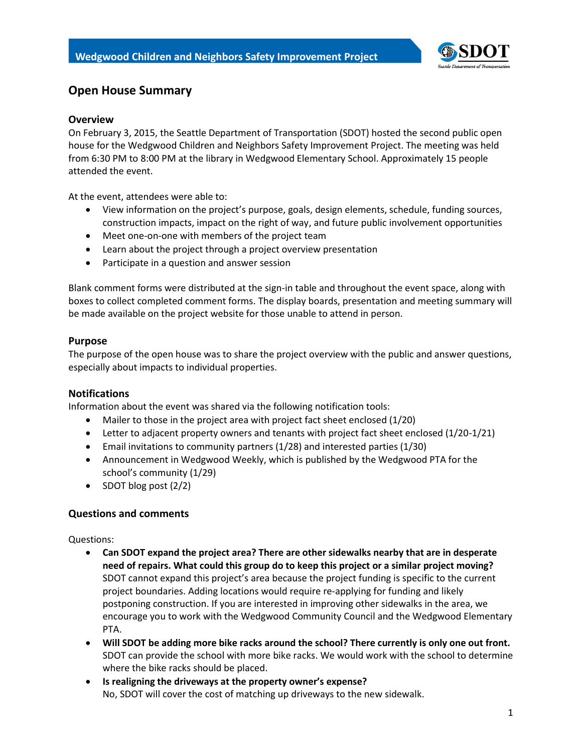# Wedgwood Children and Neighbors Safety Improvement Project

## Open House Summary

### Overview

On February 3, 2015, the Seattle Department of Transportation (SDOT) hosted the second public open house for the Wedgwood Children and Neighbors Safety Improvement Project. The meeting was held from 6:30 PM to 8:00 PM at the library in Wedgwood Elementary School. Approximately 15 people attended the event.

At the event, attendees were able to:

- View information on the project's purpose, goals, design elements, schedule, funding sources, construction impacts, impact on the right of way, and future public involvement opportunities
- Meet one-on-one with members of the project team
- Learn about the project through a project overview presentation
- Participate in a question and answer session

Blank comment forms were distributed at the sign-in table and throughout the event space, along with boxes to collect completed comment forms. The display boards, presentation and meeting summary will be made available on the project website for those unable to attend in person.

### Purpose

The purpose of the open house was to share the project overview with the public and answer questions, especially about impacts to individual properties.

### Notifications

Information about the event was shared via the following notification tools:

- Mailer to those in the project area with project fact sheet enclosed (1/20)
- Letter to adjacent property owners and tenants with project fact sheet enclosed (1/20-1/21)
- Email invitations to community partners (1/28) and interested parties (1/30)
- Announcement in Wedgwood Weekly, which is published by the Wedgwood PTA for the school's community (1/29)
- SDOT blog post (2/2)

### Questions and comments

Questions:

- **Can SDOT expand the project area? There are other sidewalks nearby that are in desperate need of repairs. What could this group do to keep this project or a similar project moving?** SDOT cannot expand this project's area because the project funding is specific to the current project boundaries. Adding locations would require re-applying for funding and likely postponing construction. If you are interested in improving other sidewalks in the area, we encourage you to work with the Wedgwood Community Council and the Wedgwood Elementary PTA.
- **Will SDOT be adding more bike racks around the school? There currently is only one out front.** SDOT can provide the school with more bike racks. We would work with the school to determine where the bike racks should be placed.
- **Is realigning the driveways at the property owner's expense?** No, SDOT will cover the cost of matching up driveways to the new sidewalk.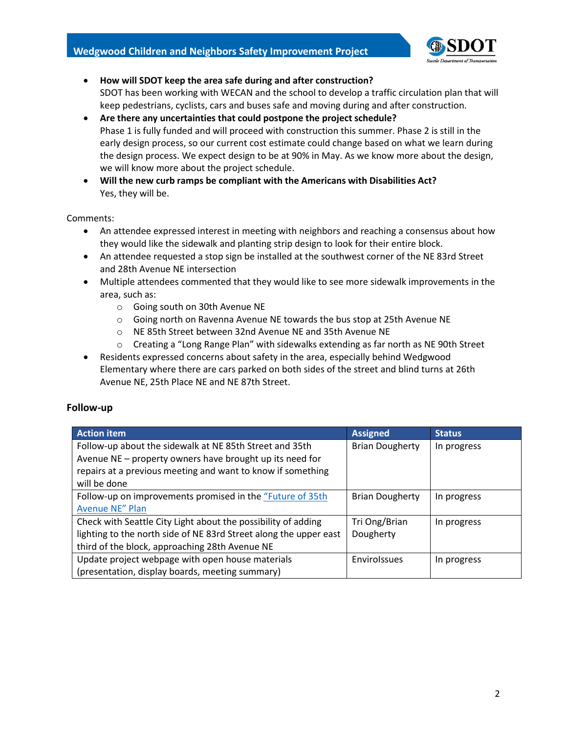- **How will SDOT keep the area safe during and after construction?**
  SDOT has been working with WECAN and the school to develop a traffic circulation plan that will keep pedestrians, cyclists, cars and buses safe and moving during and after construction.
- **Are there any uncertainties that could postpone the project schedule?**
  Phase 1 is fully funded and will proceed with construction this summer. Phase 2 is still in the early design process, so our current cost estimate could change based on what we learn during the design process. We expect design to be at 90% in May. As we know more about the design, we will know more about the project schedule.
- **Will the new curb ramps be compliant with the Americans with Disabilities Act?**
  Yes, they will be.

Comments:

- An attendee expressed interest in meeting with neighbors and reaching a consensus about how they would like the sidewalk and planting strip design to look for their entire block.
- An attendee requested a stop sign be installed at the southwest corner of the NE 83rd Street and 28th Avenue NE intersection
- Multiple attendees commented that they would like to see more sidewalk improvements in the area, such as:
  - Going south on 30th Avenue NE
  - Going north on Ravenna Avenue NE towards the bus stop at 25th Avenue NE
  - NE 85th Street between 32nd Avenue NE and 35th Avenue NE
  - Creating a "Long Range Plan" with sidewalks extending as far north as NE 90th Street
- Residents expressed concerns about safety in the area, especially behind Wedgwood Elementary where there are cars parked on both sides of the street and blind turns at 26th Avenue NE, 25th Place NE and NE 87th Street.

### Follow-up

| Action item | Assigned | Status |
|---|---|---|
| Follow-up about the sidewalk at NE 85th Street and 35th Avenue NE – property owners have brought up its need for repairs at a previous meeting and want to know if something will be done | Brian Dougherty | In progress |
| Follow-up on improvements promised in the "Future of 35th Avenue NE" Plan | Brian Dougherty | In progress |
| Check with Seattle City Light about the possibility of adding lighting to the north side of NE 83rd Street along the upper east third of the block, approaching 28th Avenue NE | Tri Ong/Brian Dougherty | In progress |
| Update project webpage with open house materials (presentation, display boards, meeting summary) | EnviroIssues | In progress |